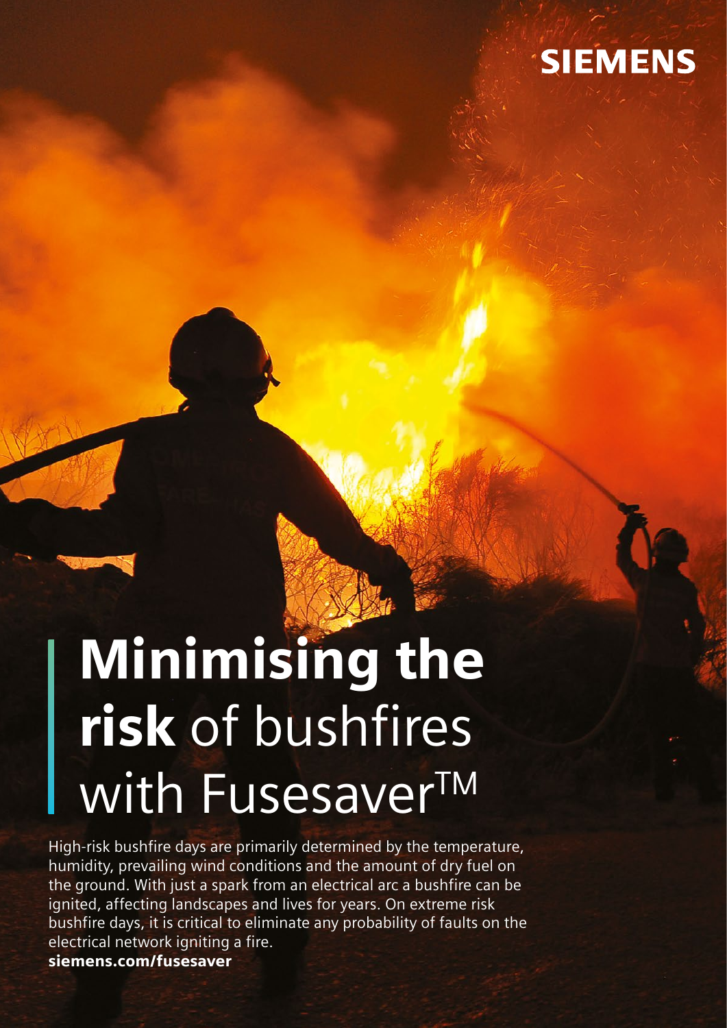SIEMENS

# **Minimising the risk** of bushfires with Fusesaver™

High-risk bushfire days are primarily determined by the temperature, humidity, prevailing wind conditions and the amount of dry fuel on the ground. With just a spark from an electrical arc a bushfire can be ignited, affecting landscapes and lives for years. On extreme risk bushfire days, it is critical to eliminate any probability of faults on the electrical network igniting a fire.

**siemens.com/fusesaver**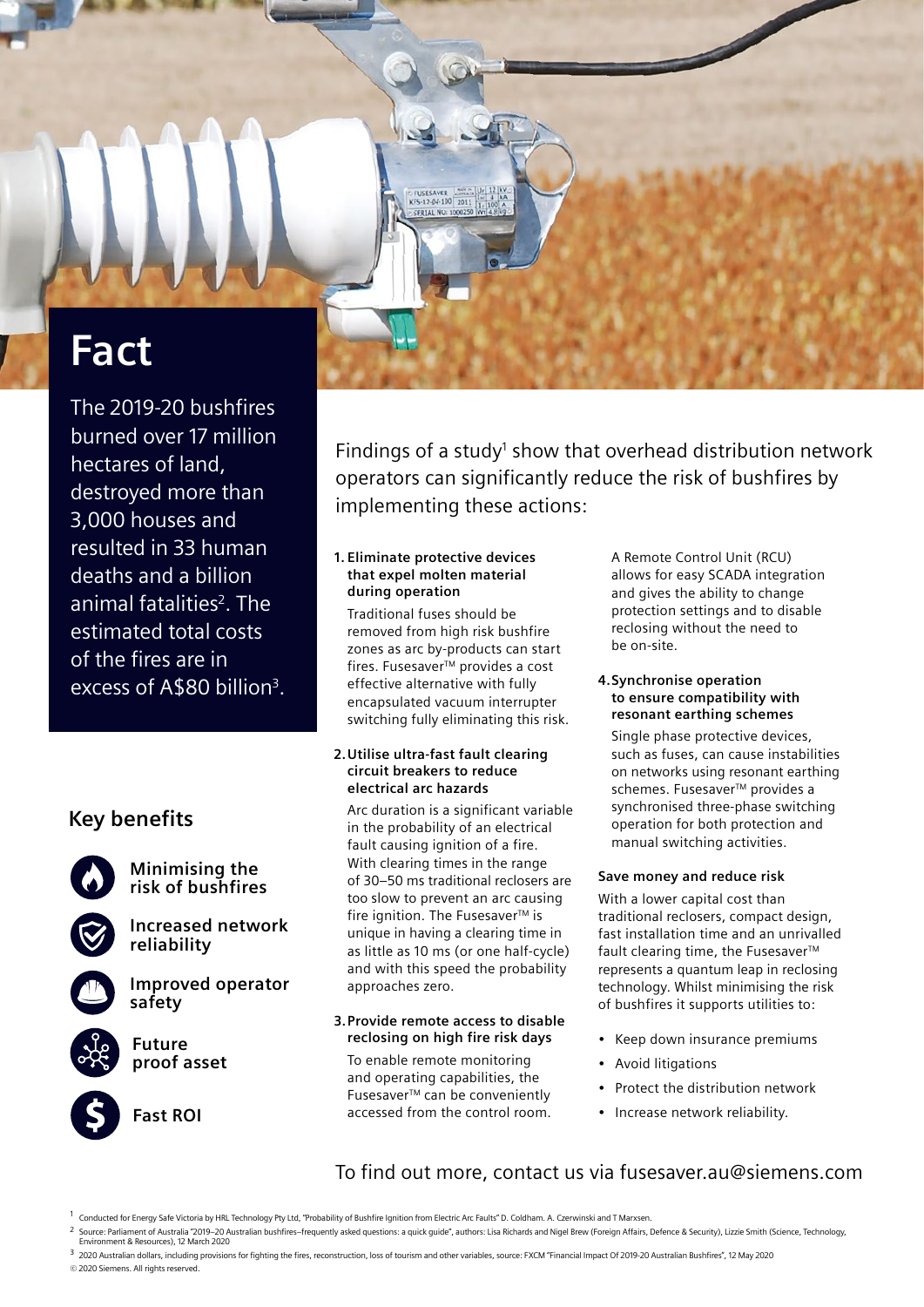# Fact

The 2019-20 bushfires burned over 17 million hectares of land, destroyed more than 3,000 houses and resulted in 33 human deaths and a billion animal fatalities[2]. The estimated total costs of the fires are in excess of A$80 billion[3].

## Key benefits

- Minimising the risk of bushfires
- Increased network reliability
- Improved operator safety
- Future proof asset
- Fast ROI

Findings of a study[1] show that overhead distribution network operators can significantly reduce the risk of bushfires by implementing these actions:

**1. Eliminate protective devices that expel molten material during operation**

Traditional fuses should be removed from high risk bushfire zones as arc by-products can start fires. Fusesaver™ provides a cost effective alternative with fully encapsulated vacuum interrupter switching fully eliminating this risk.

**2. Utilise ultra-fast fault clearing circuit breakers to reduce electrical arc hazards**

Arc duration is a significant variable in the probability of an electrical fault causing ignition of a fire. With clearing times in the range of 30–50 ms traditional reclosers are too slow to prevent an arc causing fire ignition. The Fusesaver™ is unique in having a clearing time in as little as 10 ms (or one half-cycle) and with this speed the probability approaches zero.

**3. Provide remote access to disable reclosing on high fire risk days**

To enable remote monitoring and operating capabilities, the Fusesaver™ can be conveniently accessed from the control room.

A Remote Control Unit (RCU) allows for easy SCADA integration and gives the ability to change protection settings and to disable reclosing without the need to be on-site.

**4. Synchronise operation to ensure compatibility with resonant earthing schemes**

Single phase protective devices, such as fuses, can cause instabilities on networks using resonant earthing schemes. Fusesaver™ provides a synchronised three-phase switching operation for both protection and manual switching activities.

**Save money and reduce risk**

With a lower capital cost than traditional reclosers, compact design, fast installation time and an unrivalled fault clearing time, the Fusesaver™ represents a quantum leap in reclosing technology. Whilst minimising the risk of bushfires it supports utilities to:

- Keep down insurance premiums
- Avoid litigations
- Protect the distribution network
- Increase network reliability.

To find out more, contact us via fusesaver.au@siemens.com

[1] Conducted for Energy Safe Victoria by HRL Technology Pty Ltd, "Probability of Bushfire Ignition from Electric Arc Faults" D. Coldham. A. Czerwinski and T Marxsen.

[2] Source: Parliament of Australia "2019–20 Australian bushfires—frequently asked questions: a quick guide", authors: Lisa Richards and Nigel Brew (Foreign Affairs, Defence & Security), Lizzie Smith (Science, Technology, Environment & Resources), 12 March 2020

[3] 2020 Australian dollars, including provisions for fighting the fires, reconstruction, loss of tourism and other variables, source: FXCM "Financial Impact Of 2019-20 Australian Bushfires", 12 May 2020

© 2020 Siemens. All rights reserved.